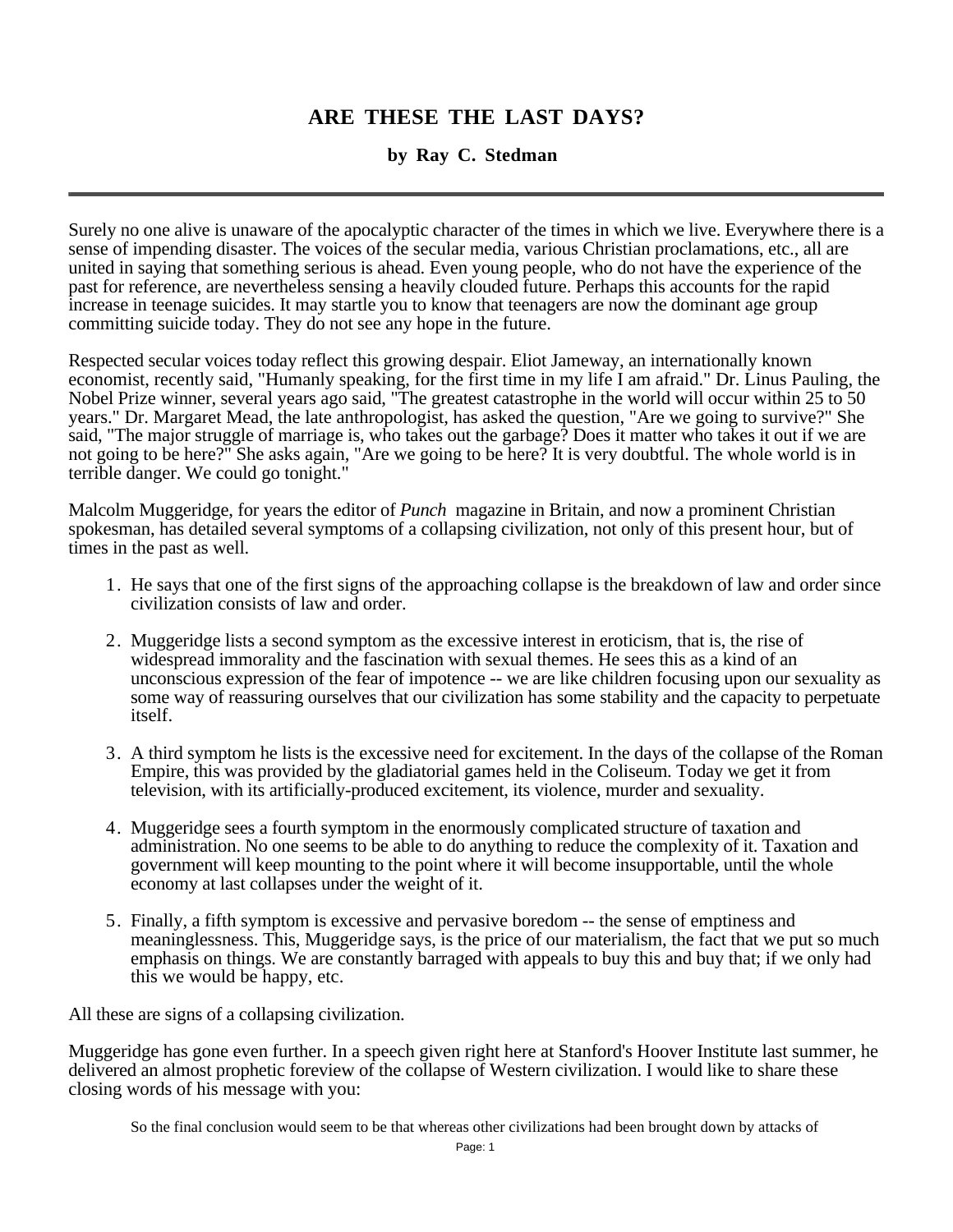# ARE THESE THE LAST DAYS?

### by Ray C. Stedman

---

Surely no one alive is unaware of the apocalyptic character of the times in which we live. Everywhere there is a sense of impending disaster. The voices of the secular media, various Christian proclamations, etc., all are united in saying that something serious is ahead. Even young people, who do not have the experience of the past for reference, are nevertheless sensing a heavily clouded future. Perhaps this accounts for the rapid increase in teenage suicides. It may startle you to know that teenagers are now the dominant age group committing suicide today. They do not see any hope in the future.

Respected secular voices today reflect this growing despair. Eliot Jameway, an internationally known economist, recently said, "Humanly speaking, for the first time in my life I am afraid." Dr. Linus Pauling, the Nobel Prize winner, several years ago said, "The greatest catastrophe in the world will occur within 25 to 50 years." Dr. Margaret Mead, the late anthropologist, has asked the question, "Are we going to survive?" She said, "The major struggle of marriage is, who takes out the garbage? Does it matter who takes it out if we are not going to be here?" She asks again, "Are we going to be here? It is very doubtful. The whole world is in terrible danger. We could go tonight."

Malcolm Muggeridge, for years the editor of *Punch* magazine in Britain, and now a prominent Christian spokesman, has detailed several symptoms of a collapsing civilization, not only of this present hour, but of times in the past as well.

1. He says that one of the first signs of the approaching collapse is the breakdown of law and order since civilization consists of law and order.

2. Muggeridge lists a second symptom as the excessive interest in eroticism, that is, the rise of widespread immorality and the fascination with sexual themes. He sees this as a kind of an unconscious expression of the fear of impotence -- we are like children focusing upon our sexuality as some way of reassuring ourselves that our civilization has some stability and the capacity to perpetuate itself.

3. A third symptom he lists is the excessive need for excitement. In the days of the collapse of the Roman Empire, this was provided by the gladiatorial games held in the Coliseum. Today we get it from television, with its artificially-produced excitement, its violence, murder and sexuality.

4. Muggeridge sees a fourth symptom in the enormously complicated structure of taxation and administration. No one seems to be able to do anything to reduce the complexity of it. Taxation and government will keep mounting to the point where it will become insupportable, until the whole economy at last collapses under the weight of it.

5. Finally, a fifth symptom is excessive and pervasive boredom -- the sense of emptiness and meaninglessness. This, Muggeridge says, is the price of our materialism, the fact that we put so much emphasis on things. We are constantly barraged with appeals to buy this and buy that; if we only had this we would be happy, etc.

All these are signs of a collapsing civilization.

Muggeridge has gone even further. In a speech given right here at Stanford's Hoover Institute last summer, he delivered an almost prophetic foreview of the collapse of Western civilization. I would like to share these closing words of his message with you:

> So the final conclusion would seem to be that whereas other civilizations had been brought down by attacks of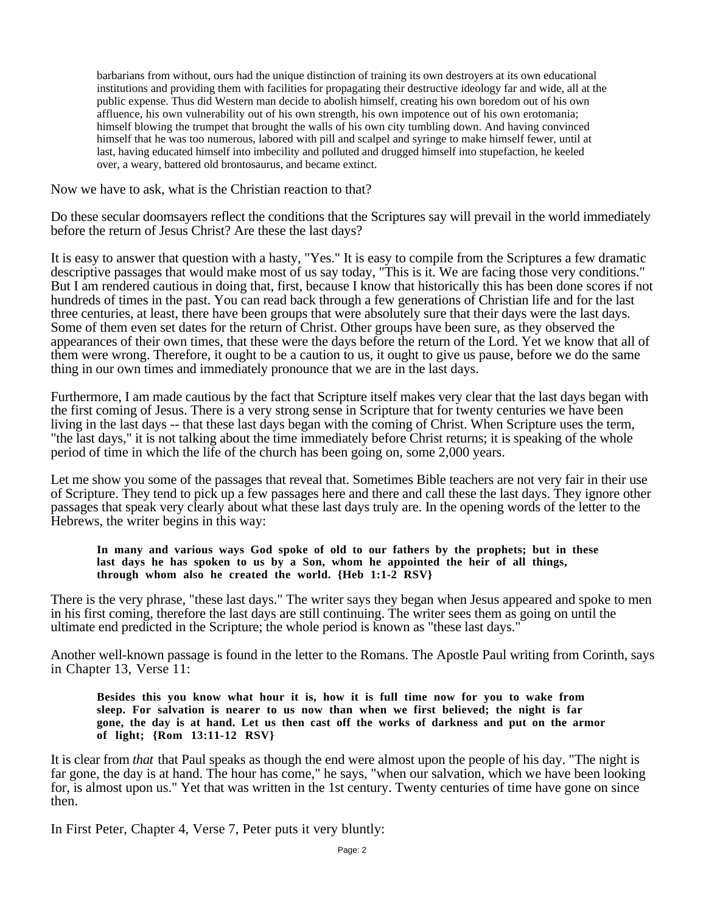> barbarians from without, ours had the unique distinction of training its own destroyers at its own educational institutions and providing them with facilities for propagating their destructive ideology far and wide, all at the public expense. Thus did Western man decide to abolish himself, creating his own boredom out of his own affluence, his own vulnerability out of his own strength, his own impotence out of his own erotomania; himself blowing the trumpet that brought the walls of his own city tumbling down. And having convinced himself that he was too numerous, labored with pill and scalpel and syringe to make himself fewer, until at last, having educated himself into imbecility and polluted and drugged himself into stupefaction, he keeled over, a weary, battered old brontosaurus, and became extinct.

Now we have to ask, what is the Christian reaction to that?

Do these secular doomsayers reflect the conditions that the Scriptures say will prevail in the world immediately before the return of Jesus Christ? Are these the last days?

It is easy to answer that question with a hasty, "Yes." It is easy to compile from the Scriptures a few dramatic descriptive passages that would make most of us say today, "This is it. We are facing those very conditions." But I am rendered cautious in doing that, first, because I know that historically this has been done scores if not hundreds of times in the past. You can read back through a few generations of Christian life and for the last three centuries, at least, there have been groups that were absolutely sure that their days were the last days. Some of them even set dates for the return of Christ. Other groups have been sure, as they observed the appearances of their own times, that these were the days before the return of the Lord. Yet we know that all of them were wrong. Therefore, it ought to be a caution to us, it ought to give us pause, before we do the same thing in our own times and immediately pronounce that we are in the last days.

Furthermore, I am made cautious by the fact that Scripture itself makes very clear that the last days began with the first coming of Jesus. There is a very strong sense in Scripture that for twenty centuries we have been living in the last days -- that these last days began with the coming of Christ. When Scripture uses the term, "the last days," it is not talking about the time immediately before Christ returns; it is speaking of the whole period of time in which the life of the church has been going on, some 2,000 years.

Let me show you some of the passages that reveal that. Sometimes Bible teachers are not very fair in their use of Scripture. They tend to pick up a few passages here and there and call these the last days. They ignore other passages that speak very clearly about what these last days truly are. In the opening words of the letter to the Hebrews, the writer begins in this way:

> **In many and various ways God spoke of old to our fathers by the prophets; but in these last days he has spoken to us by a Son, whom he appointed the heir of all things, through whom also he created the world. {Heb 1:1-2 RSV}**

There is the very phrase, "these last days." The writer says they began when Jesus appeared and spoke to men in his first coming, therefore the last days are still continuing. The writer sees them as going on until the ultimate end predicted in the Scripture; the whole period is known as "these last days."

Another well-known passage is found in the letter to the Romans. The Apostle Paul writing from Corinth, says in Chapter 13, Verse 11:

> **Besides this you know what hour it is, how it is full time now for you to wake from sleep. For salvation is nearer to us now than when we first believed; the night is far gone, the day is at hand. Let us then cast off the works of darkness and put on the armor of light; {Rom 13:11-12 RSV}**

It is clear from *that* that Paul speaks as though the end were almost upon the people of his day. "The night is far gone, the day is at hand. The hour has come," he says, "when our salvation, which we have been looking for, is almost upon us." Yet that was written in the 1st century. Twenty centuries of time have gone on since then.

In First Peter, Chapter 4, Verse 7, Peter puts it very bluntly: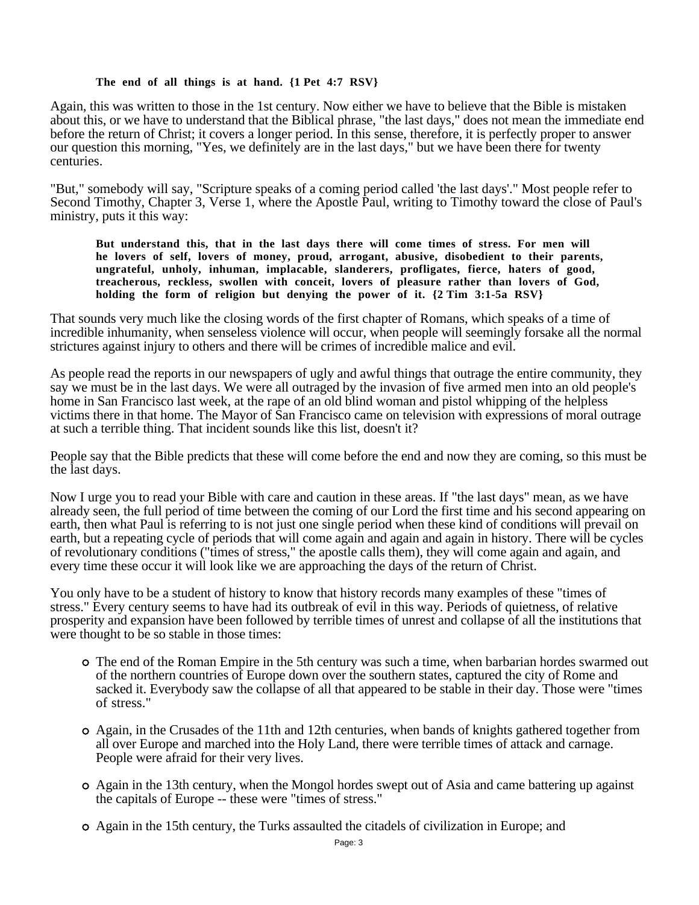> **The end of all things is at hand. {1 Pet 4:7 RSV}**

Again, this was written to those in the 1st century. Now either we have to believe that the Bible is mistaken about this, or we have to understand that the Biblical phrase, "the last days," does not mean the immediate end before the return of Christ; it covers a longer period. In this sense, therefore, it is perfectly proper to answer our question this morning, "Yes, we definitely are in the last days," but we have been there for twenty centuries.

"But," somebody will say, "Scripture speaks of a coming period called 'the last days'." Most people refer to Second Timothy, Chapter 3, Verse 1, where the Apostle Paul, writing to Timothy toward the close of Paul's ministry, puts it this way:

> **But understand this, that in the last days there will come times of stress. For men will be lovers of self, lovers of money, proud, arrogant, abusive, disobedient to their parents, ungrateful, unholy, inhuman, implacable, slanderers, profligates, fierce, haters of good, treacherous, reckless, swollen with conceit, lovers of pleasure rather than lovers of God, holding the form of religion but denying the power of it. {2 Tim 3:1-5a RSV}**

That sounds very much like the closing words of the first chapter of Romans, which speaks of a time of incredible inhumanity, when senseless violence will occur, when people will seemingly forsake all the normal strictures against injury to others and there will be crimes of incredible malice and evil.

As people read the reports in our newspapers of ugly and awful things that outrage the entire community, they say we must be in the last days. We were all outraged by the invasion of five armed men into an old people's home in San Francisco last week, at the rape of an old blind woman and pistol whipping of the helpless victims there in that home. The Mayor of San Francisco came on television with expressions of moral outrage at such a terrible thing. That incident sounds like this list, doesn't it?

People say that the Bible predicts that these will come before the end and now they are coming, so this must be the last days.

Now I urge you to read your Bible with care and caution in these areas. If "the last days" mean, as we have already seen, the full period of time between the coming of our Lord the first time and his second appearing on earth, then what Paul is referring to is not just one single period when these kind of conditions will prevail on earth, but a repeating cycle of periods that will come again and again and again in history. There will be cycles of revolutionary conditions ("times of stress," the apostle calls them), they will come again and again, and every time these occur it will look like we are approaching the days of the return of Christ.

You only have to be a student of history to know that history records many examples of these "times of stress." Every century seems to have had its outbreak of evil in this way. Periods of quietness, of relative prosperity and expansion have been followed by terrible times of unrest and collapse of all the institutions that were thought to be so stable in those times:

- The end of the Roman Empire in the 5th century was such a time, when barbarian hordes swarmed out of the northern countries of Europe down over the southern states, captured the city of Rome and sacked it. Everybody saw the collapse of all that appeared to be stable in their day. Those were "times of stress."
- Again, in the Crusades of the 11th and 12th centuries, when bands of knights gathered together from all over Europe and marched into the Holy Land, there were terrible times of attack and carnage. People were afraid for their very lives.
- Again in the 13th century, when the Mongol hordes swept out of Asia and came battering up against the capitals of Europe -- these were "times of stress."
- Again in the 15th century, the Turks assaulted the citadels of civilization in Europe; and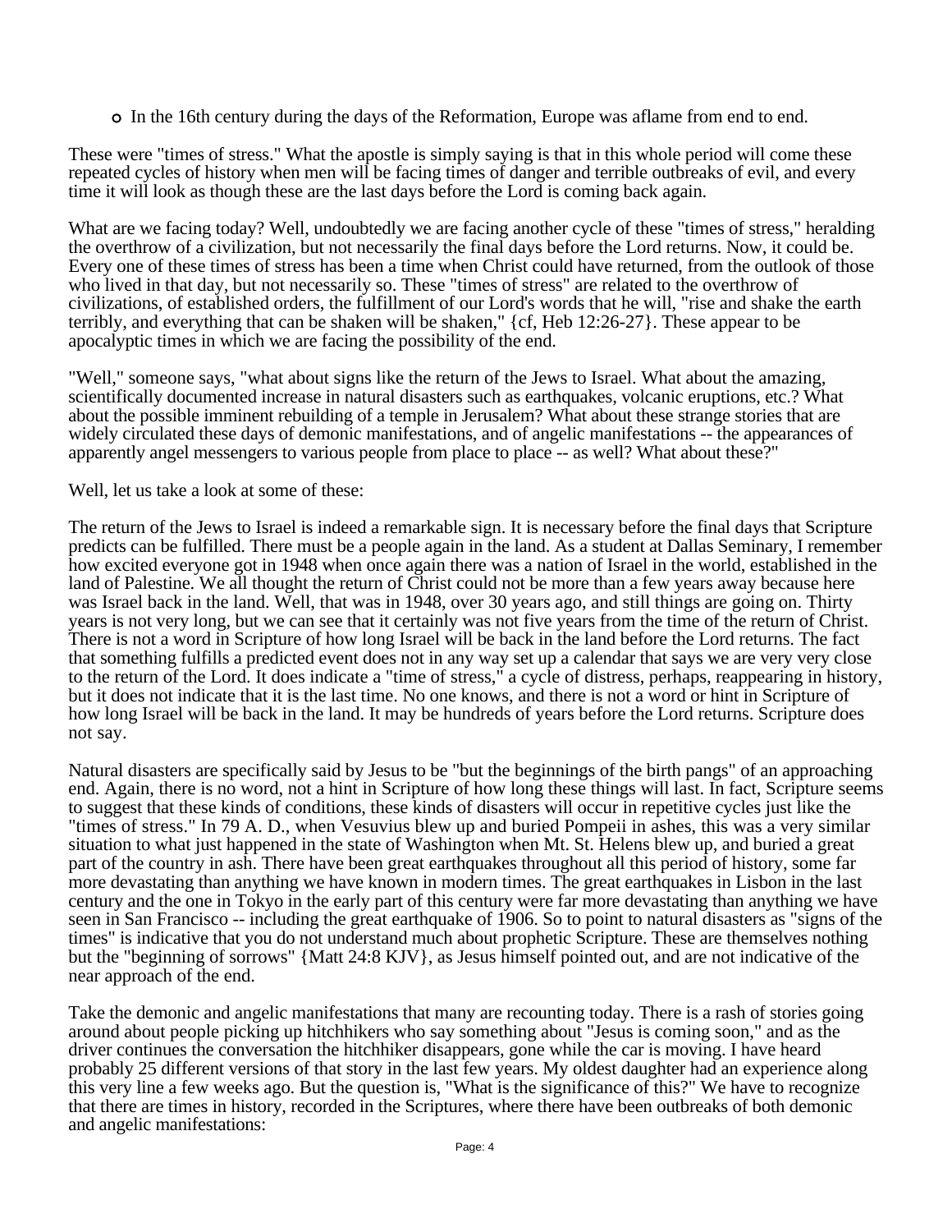- In the 16th century during the days of the Reformation, Europe was aflame from end to end.

These were "times of stress." What the apostle is simply saying is that in this whole period will come these repeated cycles of history when men will be facing times of danger and terrible outbreaks of evil, and every time it will look as though these are the last days before the Lord is coming back again.

What are we facing today? Well, undoubtedly we are facing another cycle of these "times of stress," heralding the overthrow of a civilization, but not necessarily the final days before the Lord returns. Now, it could be. Every one of these times of stress has been a time when Christ could have returned, from the outlook of those who lived in that day, but not necessarily so. These "times of stress" are related to the overthrow of civilizations, of established orders, the fulfillment of our Lord's words that he will, "rise and shake the earth terribly, and everything that can be shaken will be shaken," {cf, Heb 12:26-27}. These appear to be apocalyptic times in which we are facing the possibility of the end.

"Well," someone says, "what about signs like the return of the Jews to Israel. What about the amazing, scientifically documented increase in natural disasters such as earthquakes, volcanic eruptions, etc.? What about the possible imminent rebuilding of a temple in Jerusalem? What about these strange stories that are widely circulated these days of demonic manifestations, and of angelic manifestations -- the appearances of apparently angel messengers to various people from place to place -- as well? What about these?"

Well, let us take a look at some of these:

The return of the Jews to Israel is indeed a remarkable sign. It is necessary before the final days that Scripture predicts can be fulfilled. There must be a people again in the land. As a student at Dallas Seminary, I remember how excited everyone got in 1948 when once again there was a nation of Israel in the world, established in the land of Palestine. We all thought the return of Christ could not be more than a few years away because here was Israel back in the land. Well, that was in 1948, over 30 years ago, and still things are going on. Thirty years is not very long, but we can see that it certainly was not five years from the time of the return of Christ. There is not a word in Scripture of how long Israel will be back in the land before the Lord returns. The fact that something fulfills a predicted event does not in any way set up a calendar that says we are very very close to the return of the Lord. It does indicate a "time of stress," a cycle of distress, perhaps, reappearing in history, but it does not indicate that it is the last time. No one knows, and there is not a word or hint in Scripture of how long Israel will be back in the land. It may be hundreds of years before the Lord returns. Scripture does not say.

Natural disasters are specifically said by Jesus to be "but the beginnings of the birth pangs" of an approaching end. Again, there is no word, not a hint in Scripture of how long these things will last. In fact, Scripture seems to suggest that these kinds of conditions, these kinds of disasters will occur in repetitive cycles just like the "times of stress." In 79 A. D., when Vesuvius blew up and buried Pompeii in ashes, this was a very similar situation to what just happened in the state of Washington when Mt. St. Helens blew up, and buried a great part of the country in ash. There have been great earthquakes throughout all this period of history, some far more devastating than anything we have known in modern times. The great earthquakes in Lisbon in the last century and the one in Tokyo in the early part of this century were far more devastating than anything we have seen in San Francisco -- including the great earthquake of 1906. So to point to natural disasters as "signs of the times" is indicative that you do not understand much about prophetic Scripture. These are themselves nothing but the "beginning of sorrows" {Matt 24:8 KJV}, as Jesus himself pointed out, and are not indicative of the near approach of the end.

Take the demonic and angelic manifestations that many are recounting today. There is a rash of stories going around about people picking up hitchhikers who say something about "Jesus is coming soon," and as the driver continues the conversation the hitchhiker disappears, gone while the car is moving. I have heard probably 25 different versions of that story in the last few years. My oldest daughter had an experience along this very line a few weeks ago. But the question is, "What is the significance of this?" We have to recognize that there are times in history, recorded in the Scriptures, where there have been outbreaks of both demonic and angelic manifestations: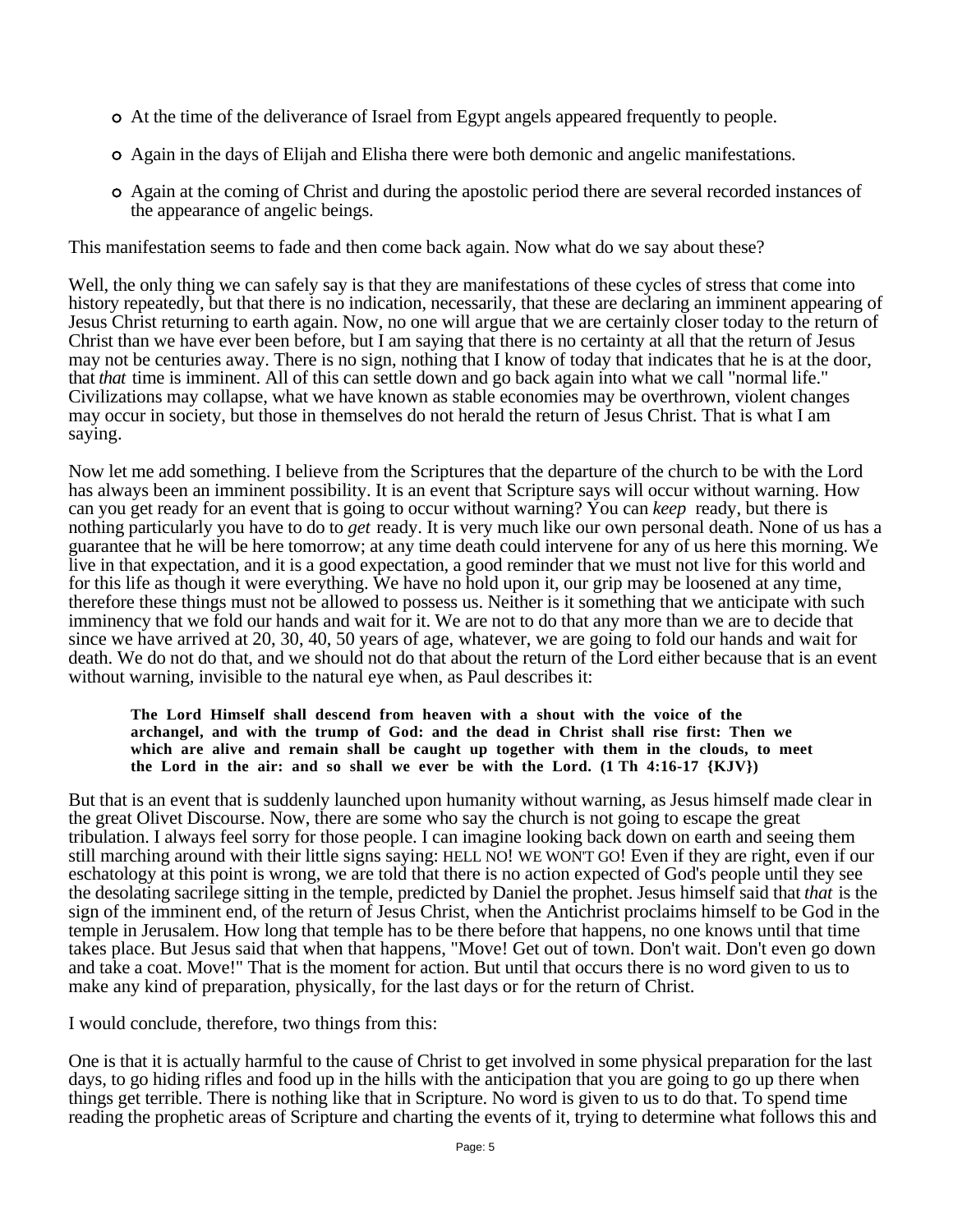- At the time of the deliverance of Israel from Egypt angels appeared frequently to people.
- Again in the days of Elijah and Elisha there were both demonic and angelic manifestations.
- Again at the coming of Christ and during the apostolic period there are several recorded instances of the appearance of angelic beings.

This manifestation seems to fade and then come back again. Now what do we say about these?

Well, the only thing we can safely say is that they are manifestations of these cycles of stress that come into history repeatedly, but that there is no indication, necessarily, that these are declaring an imminent appearing of Jesus Christ returning to earth again. Now, no one will argue that we are certainly closer today to the return of Christ than we have ever been before, but I am saying that there is no certainty at all that the return of Jesus may not be centuries away. There is no sign, nothing that I know of today that indicates that he is at the door, that *that* time is imminent. All of this can settle down and go back again into what we call "normal life." Civilizations may collapse, what we have known as stable economies may be overthrown, violent changes may occur in society, but those in themselves do not herald the return of Jesus Christ. That is what I am saying.

Now let me add something. I believe from the Scriptures that the departure of the church to be with the Lord has always been an imminent possibility. It is an event that Scripture says will occur without warning. How can you get ready for an event that is going to occur without warning? You can *keep* ready, but there is nothing particularly you have to do to *get* ready. It is very much like our own personal death. None of us has a guarantee that he will be here tomorrow; at any time death could intervene for any of us here this morning. We live in that expectation, and it is a good expectation, a good reminder that we must not live for this world and for this life as though it were everything. We have no hold upon it, our grip may be loosened at any time, therefore these things must not be allowed to possess us. Neither is it something that we anticipate with such imminency that we fold our hands and wait for it. We are not to do that any more than we are to decide that since we have arrived at 20, 30, 40, 50 years of age, whatever, we are going to fold our hands and wait for death. We do not do that, and we should not do that about the return of the Lord either because that is an event without warning, invisible to the natural eye when, as Paul describes it:

> **The Lord Himself shall descend from heaven with a shout with the voice of the archangel, and with the trump of God: and the dead in Christ shall rise first: Then we which are alive and remain shall be caught up together with them in the clouds, to meet the Lord in the air: and so shall we ever be with the Lord. (1 Th 4:16-17 {KJV})**

But that is an event that is suddenly launched upon humanity without warning, as Jesus himself made clear in the great Olivet Discourse. Now, there are some who say the church is not going to escape the great tribulation. I always feel sorry for those people. I can imagine looking back down on earth and seeing them still marching around with their little signs saying: HELL NO! WE WON'T GO! Even if they are right, even if our eschatology at this point is wrong, we are told that there is no action expected of God's people until they see the desolating sacrilege sitting in the temple, predicted by Daniel the prophet. Jesus himself said that *that* is the sign of the imminent end, of the return of Jesus Christ, when the Antichrist proclaims himself to be God in the temple in Jerusalem. How long that temple has to be there before that happens, no one knows until that time takes place. But Jesus said that when that happens, "Move! Get out of town. Don't wait. Don't even go down and take a coat. Move!" That is the moment for action. But until that occurs there is no word given to us to make any kind of preparation, physically, for the last days or for the return of Christ.

I would conclude, therefore, two things from this:

One is that it is actually harmful to the cause of Christ to get involved in some physical preparation for the last days, to go hiding rifles and food up in the hills with the anticipation that you are going to go up there when things get terrible. There is nothing like that in Scripture. No word is given to us to do that. To spend time reading the prophetic areas of Scripture and charting the events of it, trying to determine what follows this and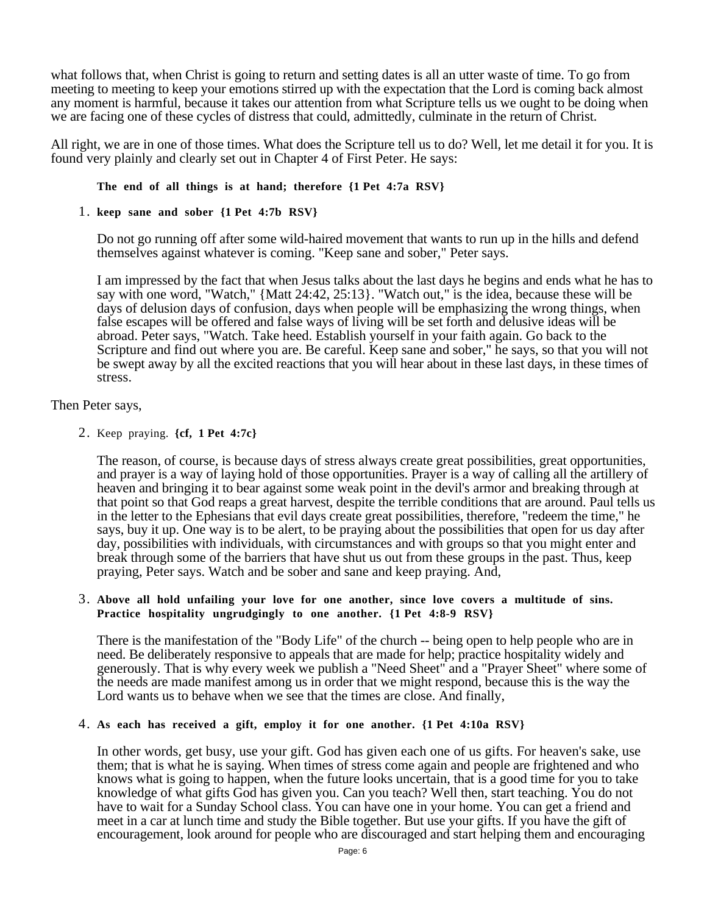what follows that, when Christ is going to return and setting dates is all an utter waste of time. To go from meeting to meeting to keep your emotions stirred up with the expectation that the Lord is coming back almost any moment is harmful, because it takes our attention from what Scripture tells us we ought to be doing when we are facing one of these cycles of distress that could, admittedly, culminate in the return of Christ.

All right, we are in one of those times. What does the Scripture tell us to do? Well, let me detail it for you. It is found very plainly and clearly set out in Chapter 4 of First Peter. He says:

> **The end of all things is at hand; therefore {1 Pet 4:7a RSV}**

1. **keep sane and sober {1 Pet 4:7b RSV}**

   Do not go running off after some wild-haired movement that wants to run up in the hills and defend themselves against whatever is coming. "Keep sane and sober," Peter says.

   I am impressed by the fact that when Jesus talks about the last days he begins and ends what he has to say with one word, "Watch," {Matt 24:42, 25:13}. "Watch out," is the idea, because these will be days of delusion days of confusion, days when people will be emphasizing the wrong things, when false escapes will be offered and false ways of living will be set forth and delusive ideas will be abroad. Peter says, "Watch. Take heed. Establish yourself in your faith again. Go back to the Scripture and find out where you are. Be careful. Keep sane and sober," he says, so that you will not be swept away by all the excited reactions that you will hear about in these last days, in these times of stress.

Then Peter says,

2. Keep praying. **{cf, 1 Pet 4:7c}**

   The reason, of course, is because days of stress always create great possibilities, great opportunities, and prayer is a way of laying hold of those opportunities. Prayer is a way of calling all the artillery of heaven and bringing it to bear against some weak point in the devil's armor and breaking through at that point so that God reaps a great harvest, despite the terrible conditions that are around. Paul tells us in the letter to the Ephesians that evil days create great possibilities, therefore, "redeem the time," he says, buy it up. One way is to be alert, to be praying about the possibilities that open for us day after day, possibilities with individuals, with circumstances and with groups so that you might enter and break through some of the barriers that have shut us out from these groups in the past. Thus, keep praying, Peter says. Watch and be sober and sane and keep praying. And,

3. **Above all hold unfailing your love for one another, since love covers a multitude of sins. Practice hospitality ungrudgingly to one another. {1 Pet 4:8-9 RSV}**

   There is the manifestation of the "Body Life" of the church -- being open to help people who are in need. Be deliberately responsive to appeals that are made for help; practice hospitality widely and generously. That is why every week we publish a "Need Sheet" and a "Prayer Sheet" where some of the needs are made manifest among us in order that we might respond, because this is the way the Lord wants us to behave when we see that the times are close. And finally,

4. **As each has received a gift, employ it for one another. {1 Pet 4:10a RSV}**

   In other words, get busy, use your gift. God has given each one of us gifts. For heaven's sake, use them; that is what he is saying. When times of stress come again and people are frightened and who knows what is going to happen, when the future looks uncertain, that is a good time for you to take knowledge of what gifts God has given you. Can you teach? Well then, start teaching. You do not have to wait for a Sunday School class. You can have one in your home. You can get a friend and meet in a car at lunch time and study the Bible together. But use your gifts. If you have the gift of encouragement, look around for people who are discouraged and start helping them and encouraging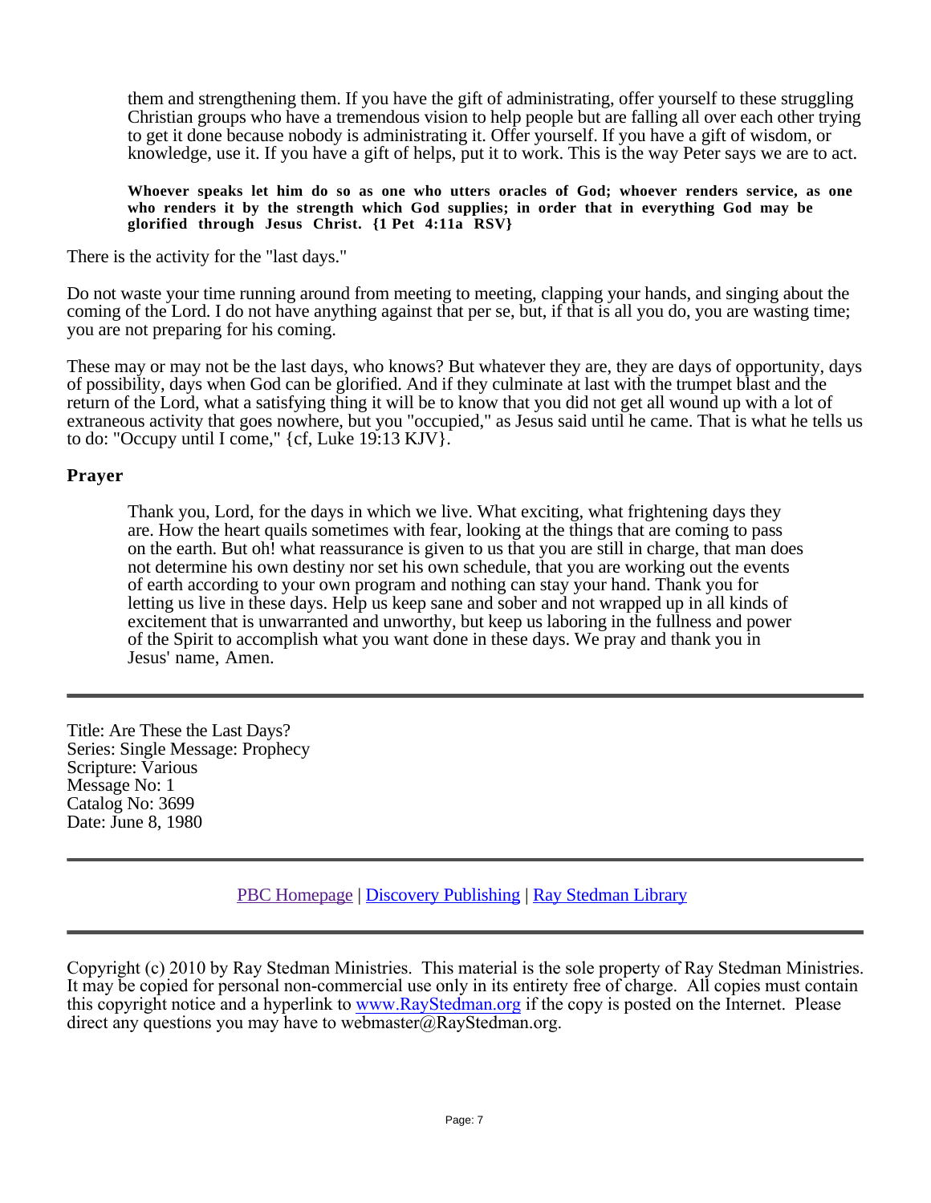them and strengthening them. If you have the gift of administrating, offer yourself to these struggling Christian groups who have a tremendous vision to help people but are falling all over each other trying to get it done because nobody is administrating it. Offer yourself. If you have a gift of wisdom, or knowledge, use it. If you have a gift of helps, put it to work. This is the way Peter says we are to act.

> **Whoever speaks let him do so as one who utters oracles of God; whoever renders service, as one who renders it by the strength which God supplies; in order that in everything God may be glorified through Jesus Christ. {1 Pet 4:11a RSV}**

There is the activity for the "last days."

Do not waste your time running around from meeting to meeting, clapping your hands, and singing about the coming of the Lord. I do not have anything against that per se, but, if that is all you do, you are wasting time; you are not preparing for his coming.

These may or may not be the last days, who knows? But whatever they are, they are days of opportunity, days of possibility, days when God can be glorified. And if they culminate at last with the trumpet blast and the return of the Lord, what a satisfying thing it will be to know that you did not get all wound up with a lot of extraneous activity that goes nowhere, but you "occupied," as Jesus said until he came. That is what he tells us to do: "Occupy until I come," {cf, Luke 19:13 KJV}.

### Prayer

> Thank you, Lord, for the days in which we live. What exciting, what frightening days they are. How the heart quails sometimes with fear, looking at the things that are coming to pass on the earth. But oh! what reassurance is given to us that you are still in charge, that man does not determine his own destiny nor set his own schedule, that you are working out the events of earth according to your own program and nothing can stay your hand. Thank you for letting us live in these days. Help us keep sane and sober and not wrapped up in all kinds of excitement that is unwarranted and unworthy, but keep us laboring in the fullness and power of the Spirit to accomplish what you want done in these days. We pray and thank you in Jesus' name, Amen.

---

Title: Are These the Last Days?
Series: Single Message: Prophecy
Scripture: Various
Message No: 1
Catalog No: 3699
Date: June 8, 1980

---

PBC Homepage | Discovery Publishing | Ray Stedman Library

---

Copyright (c) 2010 by Ray Stedman Ministries. This material is the sole property of Ray Stedman Ministries. It may be copied for personal non-commercial use only in its entirety free of charge. All copies must contain this copyright notice and a hyperlink to www.RayStedman.org if the copy is posted on the Internet. Please direct any questions you may have to webmaster@RayStedman.org.